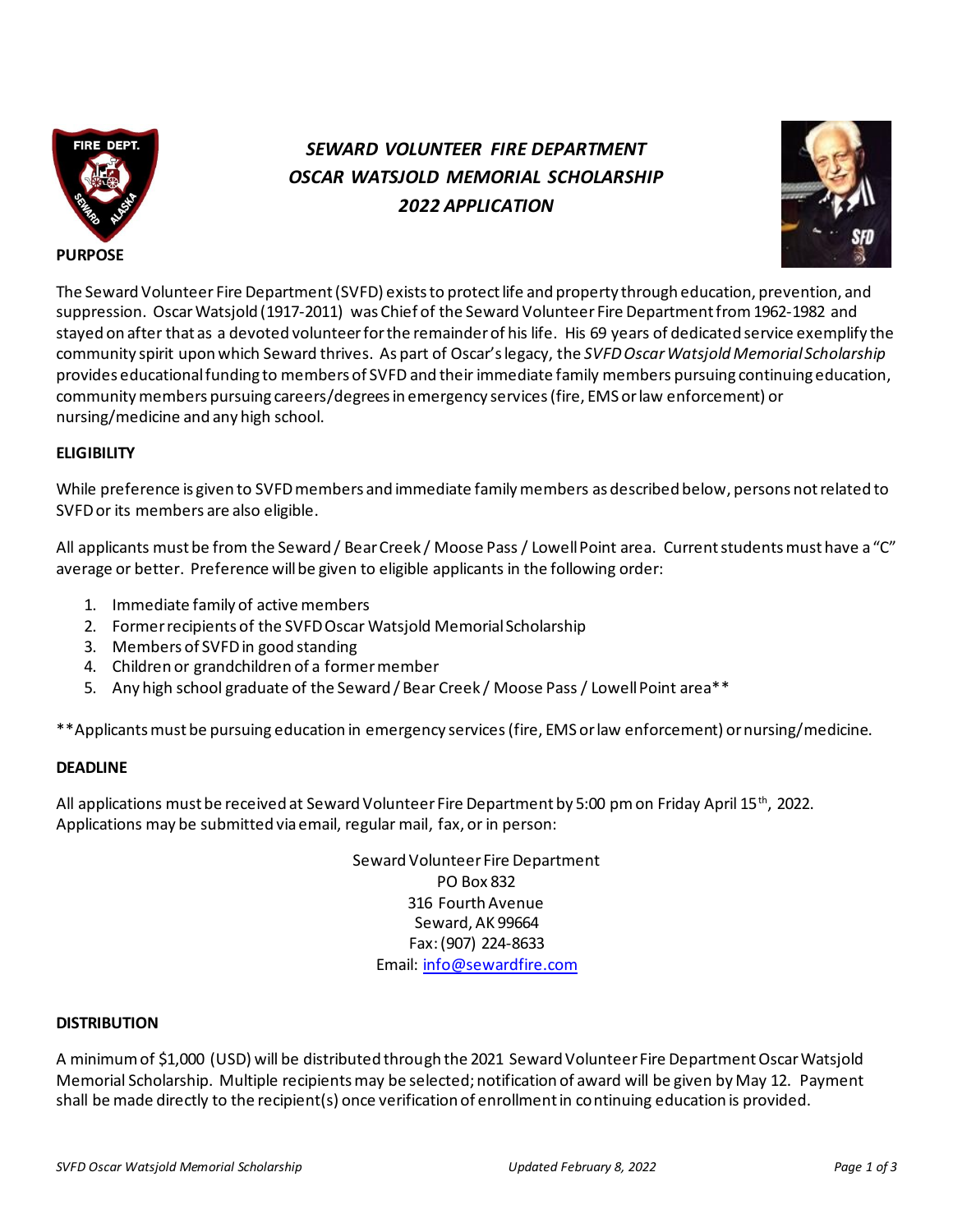# *SEWARD VOLUNTEER FIRE DEPARTMENT*
# *OSCAR WATSJOLD MEMORIAL SCHOLARSHIP*
# *2022 APPLICATION*

**PURPOSE**

The Seward Volunteer Fire Department (SVFD) exists to protect life and property through education, prevention, and suppression. Oscar Watsjold (1917-2011) was Chief of the Seward Volunteer Fire Department from 1962-1982 and stayed on after that as a devoted volunteer for the remainder of his life. His 69 years of dedicated service exemplify the community spirit upon which Seward thrives. As part of Oscar's legacy, the *SVFD Oscar Watsjold Memorial Scholarship* provides educational funding to members of SVFD and their immediate family members pursuing continuing education, community members pursuing careers/degrees in emergency services (fire, EMS or law enforcement) or nursing/medicine and any high school.

**ELIGIBILITY**

While preference is given to SVFD members and immediate family members as described below, persons not related to SVFD or its members are also eligible.

All applicants must be from the Seward / Bear Creek / Moose Pass / Lowell Point area. Current students must have a "C" average or better. Preference will be given to eligible applicants in the following order:

1. Immediate family of active members
2. Former recipients of the SVFD Oscar Watsjold Memorial Scholarship
3. Members of SVFD in good standing
4. Children or grandchildren of a former member
5. Any high school graduate of the Seward / Bear Creek / Moose Pass / Lowell Point area**

**Applicants must be pursuing education in emergency services (fire, EMS or law enforcement) or nursing/medicine.

**DEADLINE**

All applications must be received at Seward Volunteer Fire Department by 5:00 pm on Friday April 15th, 2022. Applications may be submitted via email, regular mail, fax, or in person:

Seward Volunteer Fire Department
PO Box 832
316 Fourth Avenue
Seward, AK 99664
Fax: (907) 224-8633
Email: info@sewardfire.com

**DISTRIBUTION**

A minimum of $1,000 (USD) will be distributed through the 2021 Seward Volunteer Fire Department Oscar Watsjold Memorial Scholarship. Multiple recipients may be selected; notification of award will be given by May 12. Payment shall be made directly to the recipient(s) once verification of enrollment in continuing education is provided.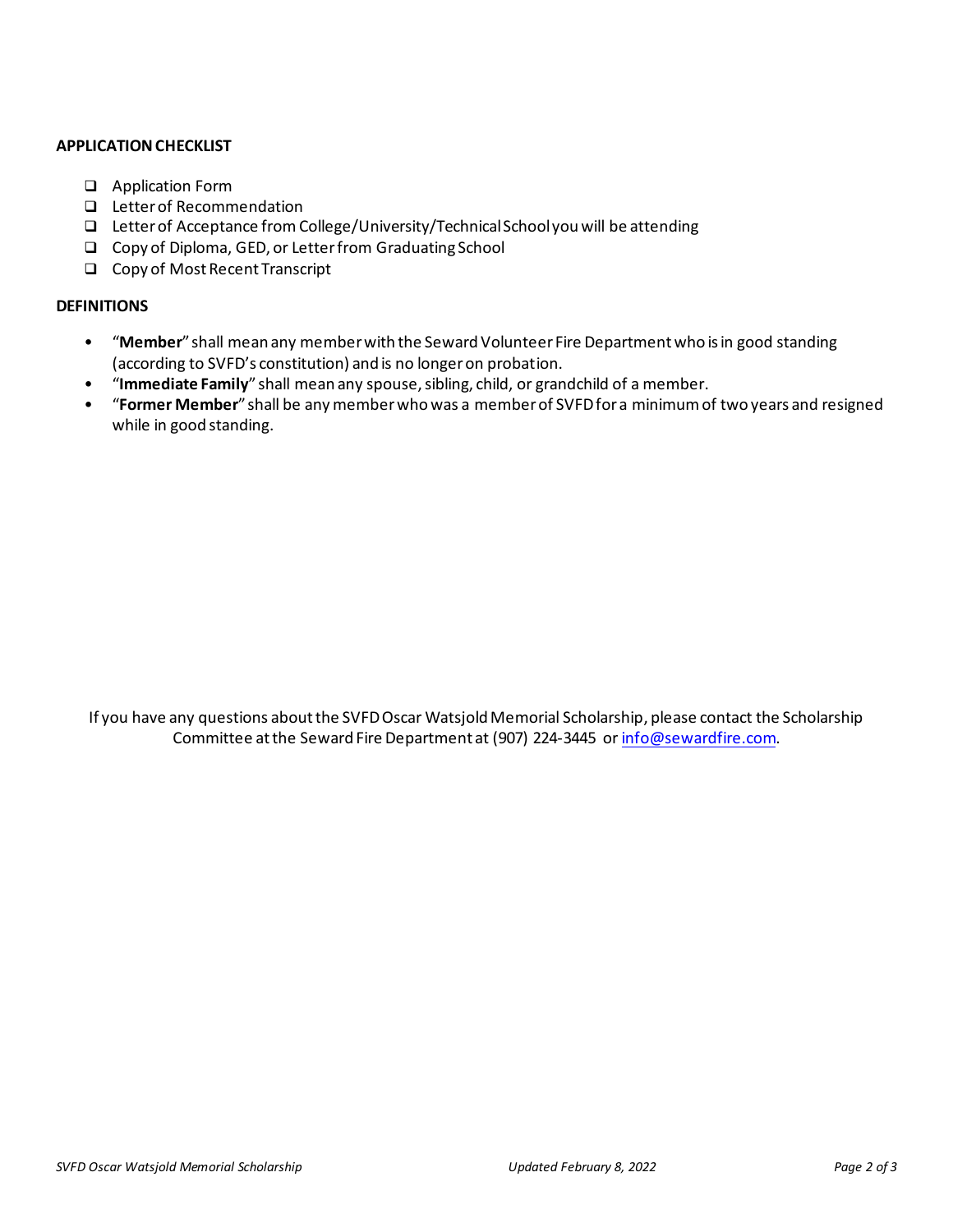**APPLICATION CHECKLIST**

- ❑ Application Form
- ❑ Letter of Recommendation
- ❑ Letter of Acceptance from College/University/Technical School you will be attending
- ❑ Copy of Diploma, GED, or Letter from Graduating School
- ❑ Copy of Most Recent Transcript

**DEFINITIONS**

- "**Member**" shall mean any member with the Seward Volunteer Fire Department who is in good standing (according to SVFD's constitution) and is no longer on probation.
- "**Immediate Family**" shall mean any spouse, sibling, child, or grandchild of a member.
- "**Former Member**" shall be any member who was a member of SVFD for a minimum of two years and resigned while in good standing.

If you have any questions about the SVFD Oscar Watsjold Memorial Scholarship, please contact the Scholarship Committee at the Seward Fire Department at (907) 224-3445 or info@sewardfire.com.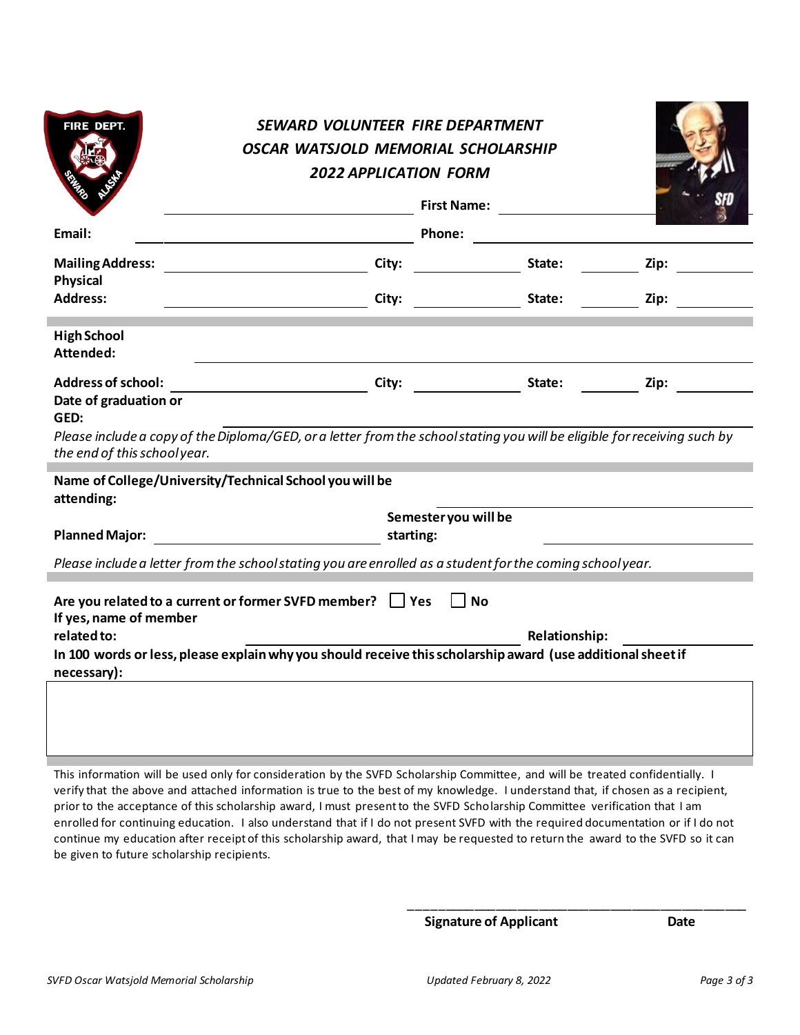# *SEWARD VOLUNTEER FIRE DEPARTMENT*
# *OSCAR WATSJOLD MEMORIAL SCHOLARSHIP*
## *2022 APPLICATION FORM*

**Last Name:** ______________________ **First Name:** ______________________

**Email:** ______________________ **Phone:** ______________________

**Mailing Address:** ______________ **City:** ______________ **State:** ________ **Zip:** ________

**Physical Address:** ______________ **City:** ______________ **State:** ________ **Zip:** ________

---

**High School Attended:** ______________________________________________

**Address of school:** ______________ **City:** ______________ **State:** ________ **Zip:** ________

**Date of graduation or GED:** ______________________________________________

*Please include a copy of the Diploma/GED, or a letter from the school stating you will be eligible for receiving such by the end of this school year.*

---

**Name of College/University/Technical School you will be attending:** ______________________

**Planned Major:** ______________________ **Semester you will be starting:** ______________________

*Please include a letter from the school stating you are enrolled as a student for the coming school year.*

---

**Are you related to a current or former SVFD member?** ☐ **Yes** ☐ **No**

**If yes, name of member related to:** ______________________ **Relationship:** ______________

**In 100 words or less, please explain why you should receive this scholarship award (use additional sheet if necessary):**

|  |
| --- |
|  |

---

This information will be used only for consideration by the SVFD Scholarship Committee, and will be treated confidentially. I verify that the above and attached information is true to the best of my knowledge. I understand that, if chosen as a recipient, prior to the acceptance of this scholarship award, I must present to the SVFD Scholarship Committee verification that I am enrolled for continuing education. I also understand that if I do not present SVFD with the required documentation or if I do not continue my education after receipt of this scholarship award, that I may be requested to return the award to the SVFD so it can be given to future scholarship recipients.

______________________________________________

**Signature of Applicant** **Date**